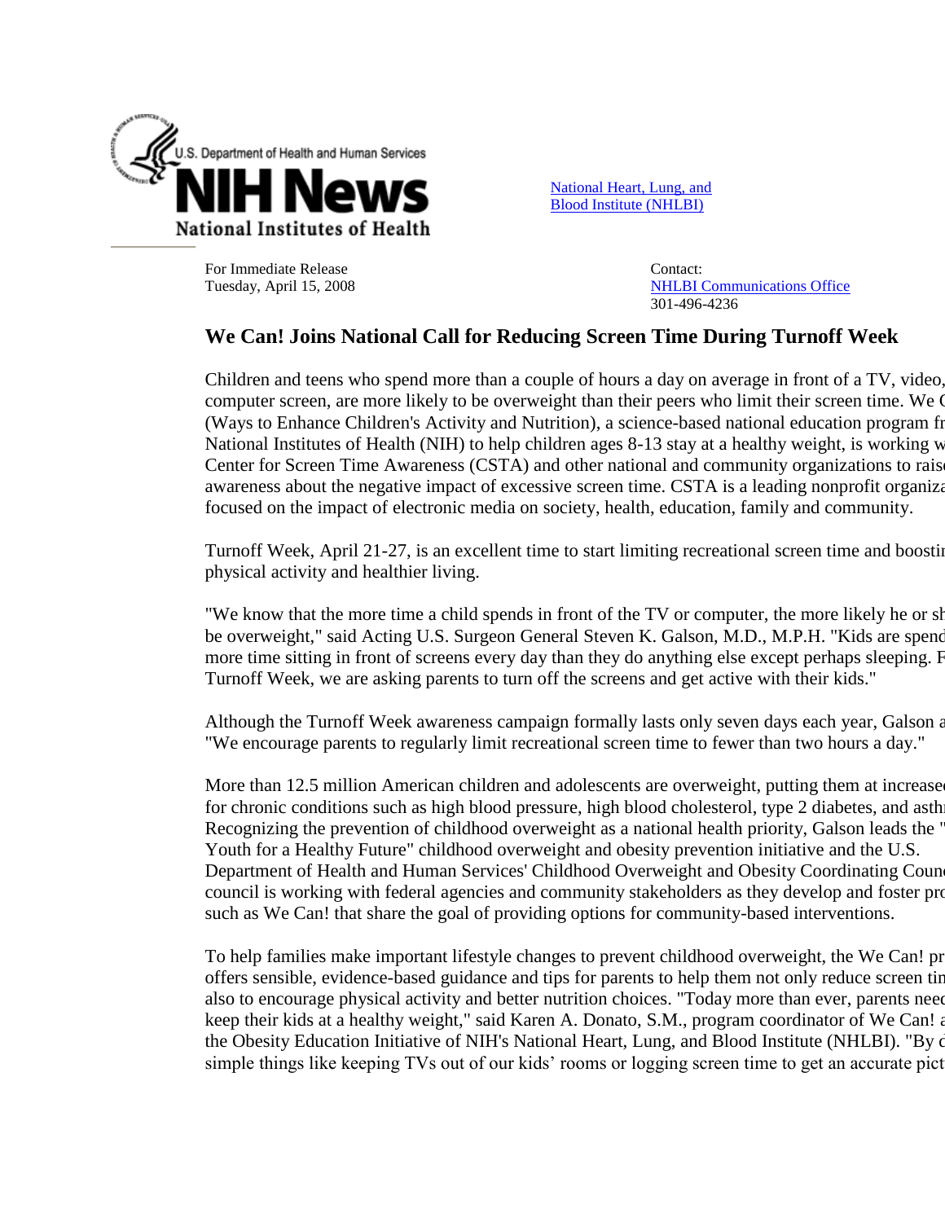U.S. Department of Health and Human Services

NIH News

National Institutes of Health

National Heart, Lung, and Blood Institute (NHLBI)

For Immediate Release
Tuesday, April 15, 2008

Contact:
NHLBI Communications Office
301-496-4236

## We Can! Joins National Call for Reducing Screen Time During Turnoff Week

Children and teens who spend more than a couple of hours a day on average in front of a TV, video, computer screen, are more likely to be overweight than their peers who limit their screen time. We C (Ways to Enhance Children's Activity and Nutrition), a science-based national education program fr National Institutes of Health (NIH) to help children ages 8-13 stay at a healthy weight, is working w Center for Screen Time Awareness (CSTA) and other national and community organizations to raise awareness about the negative impact of excessive screen time. CSTA is a leading nonprofit organiza focused on the impact of electronic media on society, health, education, family and community.

Turnoff Week, April 21-27, is an excellent time to start limiting recreational screen time and boostin physical activity and healthier living.

"We know that the more time a child spends in front of the TV or computer, the more likely he or sh be overweight," said Acting U.S. Surgeon General Steven K. Galson, M.D., M.P.H. "Kids are spend more time sitting in front of screens every day than they do anything else except perhaps sleeping. F Turnoff Week, we are asking parents to turn off the screens and get active with their kids."

Although the Turnoff Week awareness campaign formally lasts only seven days each year, Galson a "We encourage parents to regularly limit recreational screen time to fewer than two hours a day."

More than 12.5 million American children and adolescents are overweight, putting them at increase for chronic conditions such as high blood pressure, high blood cholesterol, type 2 diabetes, and asthm Recognizing the prevention of childhood overweight as a national health priority, Galson leads the " Youth for a Healthy Future" childhood overweight and obesity prevention initiative and the U.S. Department of Health and Human Services' Childhood Overweight and Obesity Coordinating Counc council is working with federal agencies and community stakeholders as they develop and foster pro such as We Can! that share the goal of providing options for community-based interventions.

To help families make important lifestyle changes to prevent childhood overweight, the We Can! pr offers sensible, evidence-based guidance and tips for parents to help them not only reduce screen tim also to encourage physical activity and better nutrition choices. "Today more than ever, parents need keep their kids at a healthy weight," said Karen A. Donato, S.M., program coordinator of We Can! a the Obesity Education Initiative of NIH's National Heart, Lung, and Blood Institute (NHLBI). "By d simple things like keeping TVs out of our kids' rooms or logging screen time to get an accurate pict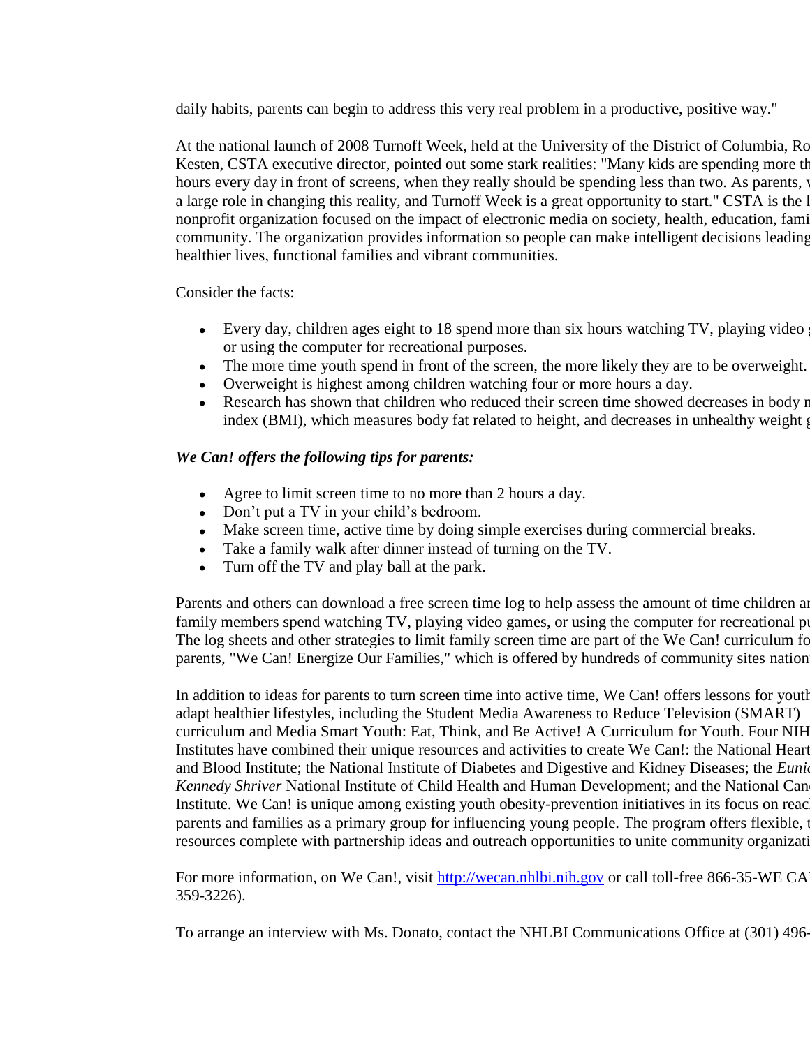daily habits, parents can begin to address this very real problem in a productive, positive way."

At the national launch of 2008 Turnoff Week, held at the University of the District of Columbia, Ro Kesten, CSTA executive director, pointed out some stark realities: "Many kids are spending more th hours every day in front of screens, when they really should be spending less than two. As parents, a large role in changing this reality, and Turnoff Week is a great opportunity to start." CSTA is the l nonprofit organization focused on the impact of electronic media on society, health, education, fami community. The organization provides information so people can make intelligent decisions leading healthier lives, functional families and vibrant communities.

Consider the facts:

- Every day, children ages eight to 18 spend more than six hours watching TV, playing video or using the computer for recreational purposes.
- The more time youth spend in front of the screen, the more likely they are to be overweight.
- Overweight is highest among children watching four or more hours a day.
- Research has shown that children who reduced their screen time showed decreases in body n index (BMI), which measures body fat related to height, and decreases in unhealthy weight g

***We Can! offers the following tips for parents:***

- Agree to limit screen time to no more than 2 hours a day.
- Don't put a TV in your child's bedroom.
- Make screen time, active time by doing simple exercises during commercial breaks.
- Take a family walk after dinner instead of turning on the TV.
- Turn off the TV and play ball at the park.

Parents and others can download a free screen time log to help assess the amount of time children ar family members spend watching TV, playing video games, or using the computer for recreational pu The log sheets and other strategies to limit family screen time are part of the We Can! curriculum fo parents, "We Can! Energize Our Families," which is offered by hundreds of community sites nation

In addition to ideas for parents to turn screen time into active time, We Can! offers lessons for youth adapt healthier lifestyles, including the Student Media Awareness to Reduce Television (SMART) curriculum and Media Smart Youth: Eat, Think, and Be Active! A Curriculum for Youth. Four NIH Institutes have combined their unique resources and activities to create We Can!: the National Heart and Blood Institute; the National Institute of Diabetes and Digestive and Kidney Diseases; the *Eunic Kennedy Shriver* National Institute of Child Health and Human Development; and the National Canc Institute. We Can! is unique among existing youth obesity-prevention initiatives in its focus on reac parents and families as a primary group for influencing young people. The program offers flexible, t resources complete with partnership ideas and outreach opportunities to unite community organizati

For more information, on We Can!, visit [http://wecan.nhlbi.nih.gov](http://wecan.nhlbi.nih.gov) or call toll-free 866-35-WE CA 359-3226).

To arrange an interview with Ms. Donato, contact the NHLBI Communications Office at (301) 496-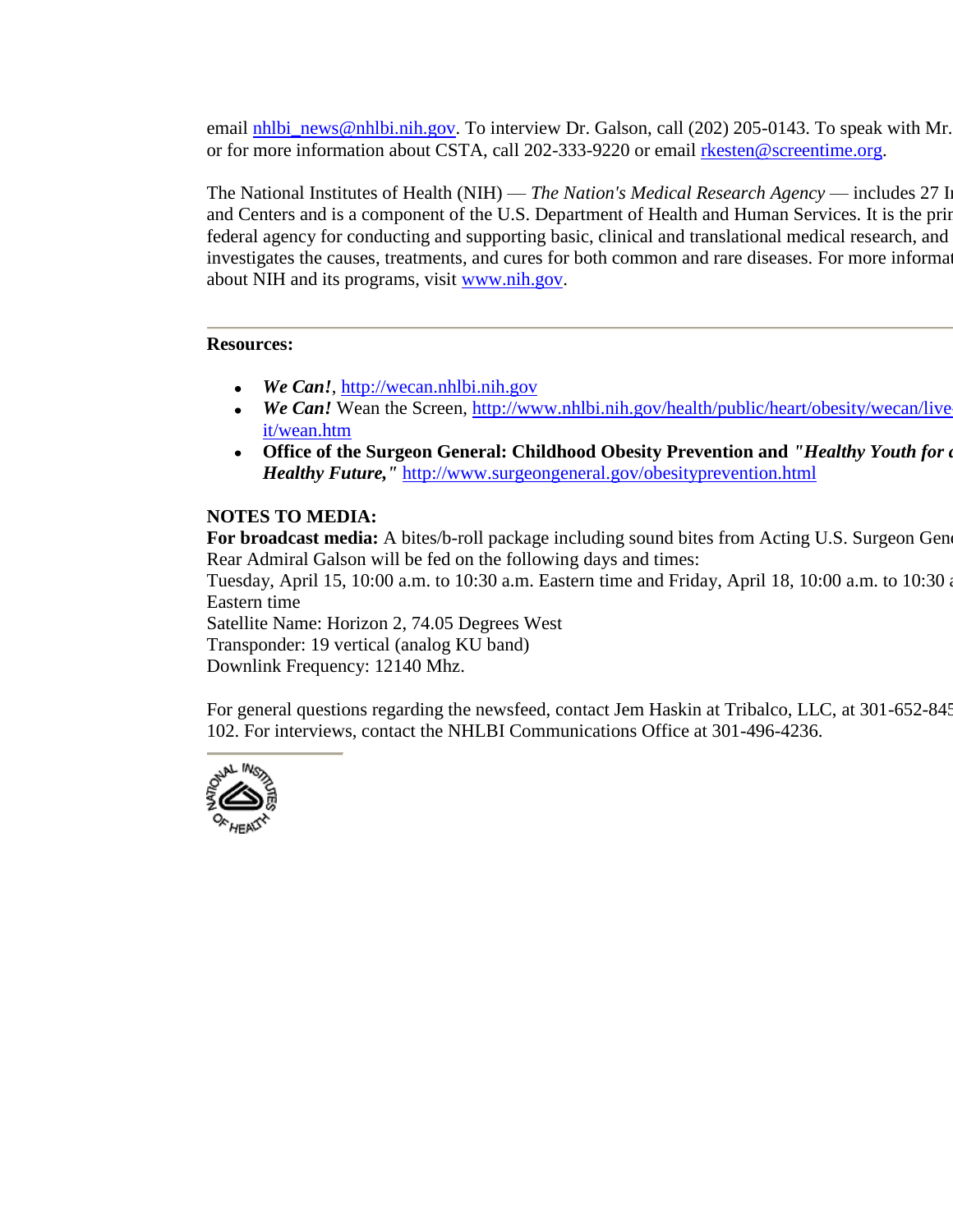email nhlbi_news@nhlbi.nih.gov. To interview Dr. Galson, call (202) 205-0143. To speak with Mr. or for more information about CSTA, call 202-333-9220 or email rkesten@screentime.org.

The National Institutes of Health (NIH) — *The Nation's Medical Research Agency* — includes 27 I and Centers and is a component of the U.S. Department of Health and Human Services. It is the prin federal agency for conducting and supporting basic, clinical and translational medical research, and investigates the causes, treatments, and cures for both common and rare diseases. For more informat about NIH and its programs, visit www.nih.gov.

---

**Resources:**

- ***We Can!***, http://wecan.nhlbi.nih.gov
- ***We Can!*** Wean the Screen, http://www.nhlbi.nih.gov/health/public/heart/obesity/wecan/live it/wean.htm
- **Office of the Surgeon General: Childhood Obesity Prevention and *"Healthy Youth for a Healthy Future,"*** http://www.surgeongeneral.gov/obesityprevention.html

**NOTES TO MEDIA:**
**For broadcast media:** A bites/b-roll package including sound bites from Acting U.S. Surgeon Gen Rear Admiral Galson will be fed on the following days and times:
Tuesday, April 15, 10:00 a.m. to 10:30 a.m. Eastern time and Friday, April 18, 10:00 a.m. to 10:30 a Eastern time
Satellite Name: Horizon 2, 74.05 Degrees West
Transponder: 19 vertical (analog KU band)
Downlink Frequency: 12140 Mhz.

For general questions regarding the newsfeed, contact Jem Haskin at Tribalco, LLC, at 301-652-845 102. For interviews, contact the NHLBI Communications Office at 301-496-4236.